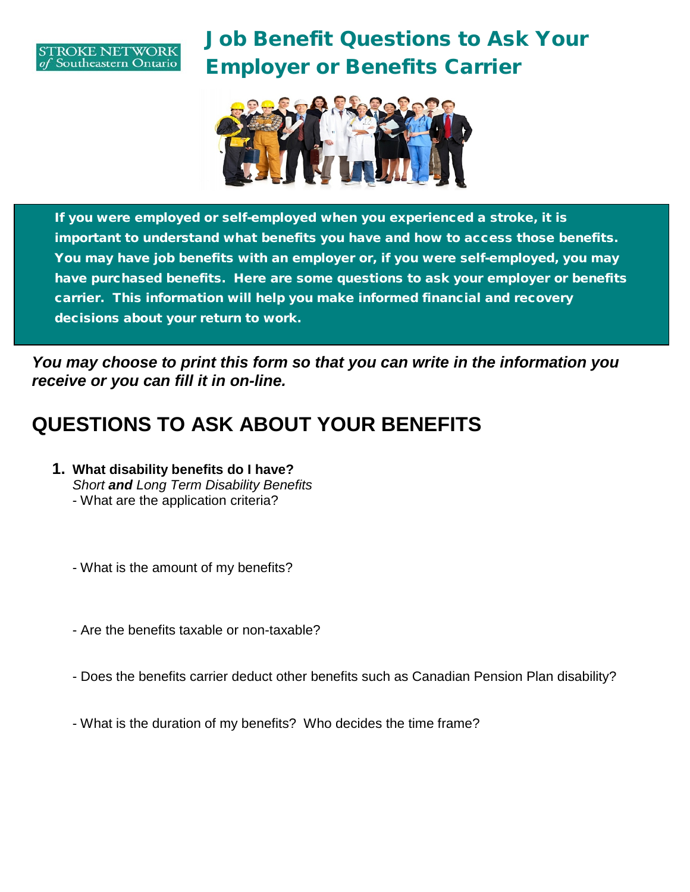STROKE NETWORK of Southeastern Ontario

# Job Benefit Questions to Ask Your Employer or Benefits Carrier

**If you were employed or self-employed when you experienced a stroke, it is important to understand what benefits you have and how to access those benefits. You may have job benefits with an employer or, if you were self-employed, you may have purchased benefits. Here are some questions to ask your employer or benefits carrier. This information will help you make informed financial and recovery decisions about your return to work.**

***You may choose to print this form so that you can write in the information you receive or you can fill it in on-line.***

## QUESTIONS TO ASK ABOUT YOUR BENEFITS

1. **What disability benefits do I have?**
   *Short **and** Long Term Disability Benefits*
   - What are the application criteria?

   - What is the amount of my benefits?

   - Are the benefits taxable or non-taxable?

   - Does the benefits carrier deduct other benefits such as Canadian Pension Plan disability?

   - What is the duration of my benefits? Who decides the time frame?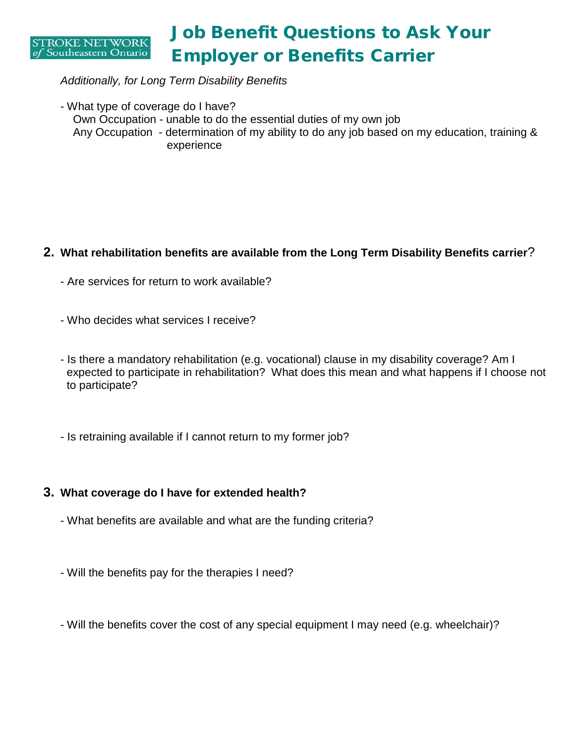# Job Benefit Questions to Ask Your Employer or Benefits Carrier

*Additionally, for Long Term Disability Benefits*

- What type of coverage do I have?
  Own Occupation - unable to do the essential duties of my own job
  Any Occupation - determination of my ability to do any job based on my education, training & experience

**2. What rehabilitation benefits are available from the Long Term Disability Benefits carrier?**

- Are services for return to work available?

- Who decides what services I receive?

- Is there a mandatory rehabilitation (e.g. vocational) clause in my disability coverage? Am I expected to participate in rehabilitation? What does this mean and what happens if I choose not to participate?

- Is retraining available if I cannot return to my former job?

**3. What coverage do I have for extended health?**

- What benefits are available and what are the funding criteria?

- Will the benefits pay for the therapies I need?

- Will the benefits cover the cost of any special equipment I may need (e.g. wheelchair)?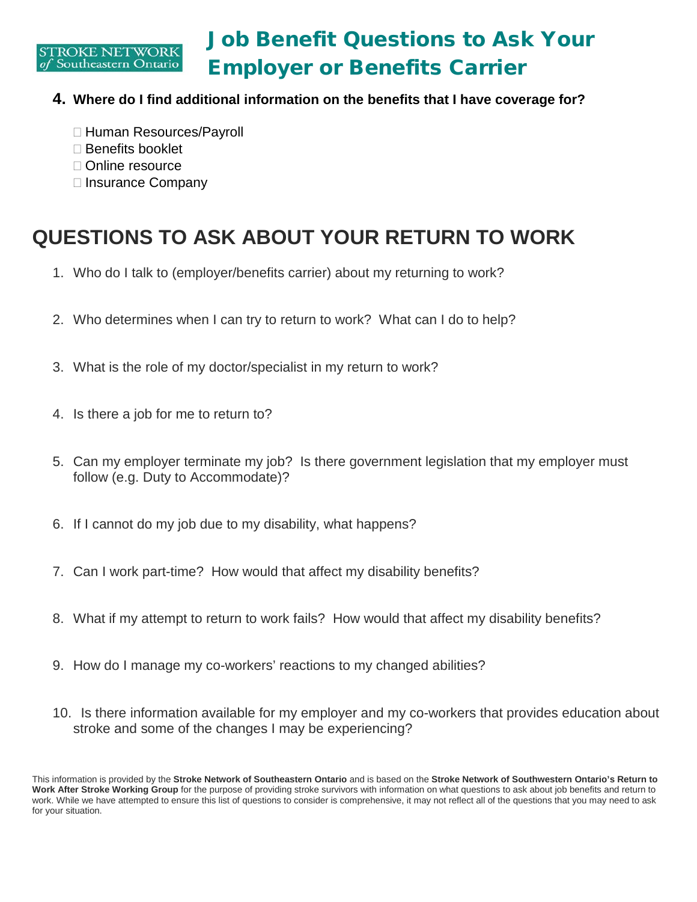**4. Where do I find additional information on the benefits that I have coverage for?**

- ☐ Human Resources/Payroll
- ☐ Benefits booklet
- ☐ Online resource
- ☐ Insurance Company

# QUESTIONS TO ASK ABOUT YOUR RETURN TO WORK

1. Who do I talk to (employer/benefits carrier) about my returning to work?
2. Who determines when I can try to return to work? What can I do to help?
3. What is the role of my doctor/specialist in my return to work?
4. Is there a job for me to return to?
5. Can my employer terminate my job? Is there government legislation that my employer must follow (e.g. Duty to Accommodate)?
6. If I cannot do my job due to my disability, what happens?
7. Can I work part-time? How would that affect my disability benefits?
8. What if my attempt to return to work fails? How would that affect my disability benefits?
9. How do I manage my co-workers' reactions to my changed abilities?
10. Is there information available for my employer and my co-workers that provides education about stroke and some of the changes I may be experiencing?

This information is provided by the **Stroke Network of Southeastern Ontario** and is based on the **Stroke Network of Southwestern Ontario's Return to Work After Stroke Working Group** for the purpose of providing stroke survivors with information on what questions to ask about job benefits and return to work. While we have attempted to ensure this list of questions to consider is comprehensive, it may not reflect all of the questions that you may need to ask for your situation.